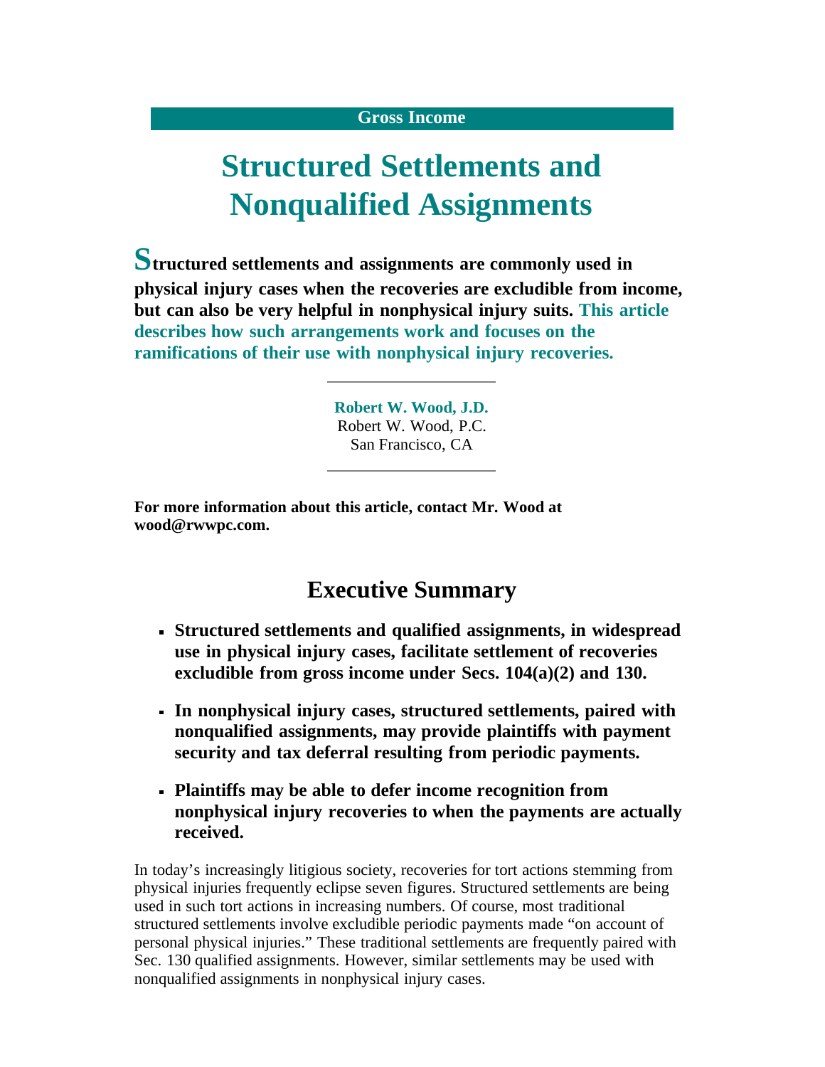Gross Income

# Structured Settlements and Nonqualified Assignments

**Structured settlements and assignments are commonly used in physical injury cases when the recoveries are excludible from income, but can also be very helpful in nonphysical injury suits. This article describes how such arrangements work and focuses on the ramifications of their use with nonphysical injury recoveries.**

**Robert W. Wood, J.D.**
Robert W. Wood, P.C.
San Francisco, CA

**For more information about this article, contact Mr. Wood at wood@rwwpc.com.**

## Executive Summary

- **Structured settlements and qualified assignments, in widespread use in physical injury cases, facilitate settlement of recoveries excludible from gross income under Secs. 104(a)(2) and 130.**
- **In nonphysical injury cases, structured settlements, paired with nonqualified assignments, may provide plaintiffs with payment security and tax deferral resulting from periodic payments.**
- **Plaintiffs may be able to defer income recognition from nonphysical injury recoveries to when the payments are actually received.**

In today's increasingly litigious society, recoveries for tort actions stemming from physical injuries frequently eclipse seven figures. Structured settlements are being used in such tort actions in increasing numbers. Of course, most traditional structured settlements involve excludible periodic payments made "on account of personal physical injuries." These traditional settlements are frequently paired with Sec. 130 qualified assignments. However, similar settlements may be used with nonqualified assignments in nonphysical injury cases.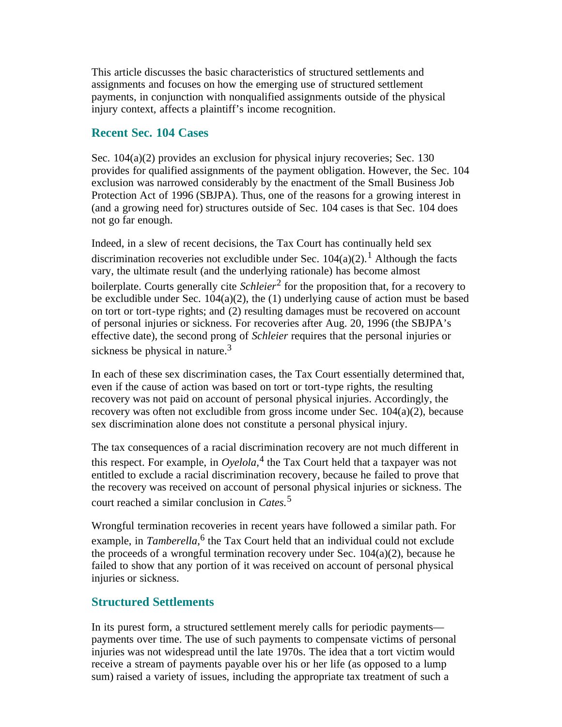This article discusses the basic characteristics of structured settlements and assignments and focuses on how the emerging use of structured settlement payments, in conjunction with nonqualified assignments outside of the physical injury context, affects a plaintiff's income recognition.

## Recent Sec. 104 Cases

Sec. 104(a)(2) provides an exclusion for physical injury recoveries; Sec. 130 provides for qualified assignments of the payment obligation. However, the Sec. 104 exclusion was narrowed considerably by the enactment of the Small Business Job Protection Act of 1996 (SBJPA). Thus, one of the reasons for a growing interest in (and a growing need for) structures outside of Sec. 104 cases is that Sec. 104 does not go far enough.

Indeed, in a slew of recent decisions, the Tax Court has continually held sex discrimination recoveries not excludible under Sec. 104(a)(2).[1] Although the facts vary, the ultimate result (and the underlying rationale) has become almost boilerplate. Courts generally cite *Schleier*[2] for the proposition that, for a recovery to be excludible under Sec. 104(a)(2), the (1) underlying cause of action must be based on tort or tort-type rights; and (2) resulting damages must be recovered on account of personal injuries or sickness. For recoveries after Aug. 20, 1996 (the SBJPA's effective date), the second prong of *Schleier* requires that the personal injuries or sickness be physical in nature.[3]

In each of these sex discrimination cases, the Tax Court essentially determined that, even if the cause of action was based on tort or tort-type rights, the resulting recovery was not paid on account of personal physical injuries. Accordingly, the recovery was often not excludible from gross income under Sec. 104(a)(2), because sex discrimination alone does not constitute a personal physical injury.

The tax consequences of a racial discrimination recovery are not much different in this respect. For example, in *Oyelola*,[4] the Tax Court held that a taxpayer was not entitled to exclude a racial discrimination recovery, because he failed to prove that the recovery was received on account of personal physical injuries or sickness. The court reached a similar conclusion in *Cates.*[5]

Wrongful termination recoveries in recent years have followed a similar path. For example, in *Tamberella*,[6] the Tax Court held that an individual could not exclude the proceeds of a wrongful termination recovery under Sec. 104(a)(2), because he failed to show that any portion of it was received on account of personal physical injuries or sickness.

## Structured Settlements

In its purest form, a structured settlement merely calls for periodic payments—payments over time. The use of such payments to compensate victims of personal injuries was not widespread until the late 1970s. The idea that a tort victim would receive a stream of payments payable over his or her life (as opposed to a lump sum) raised a variety of issues, including the appropriate tax treatment of such a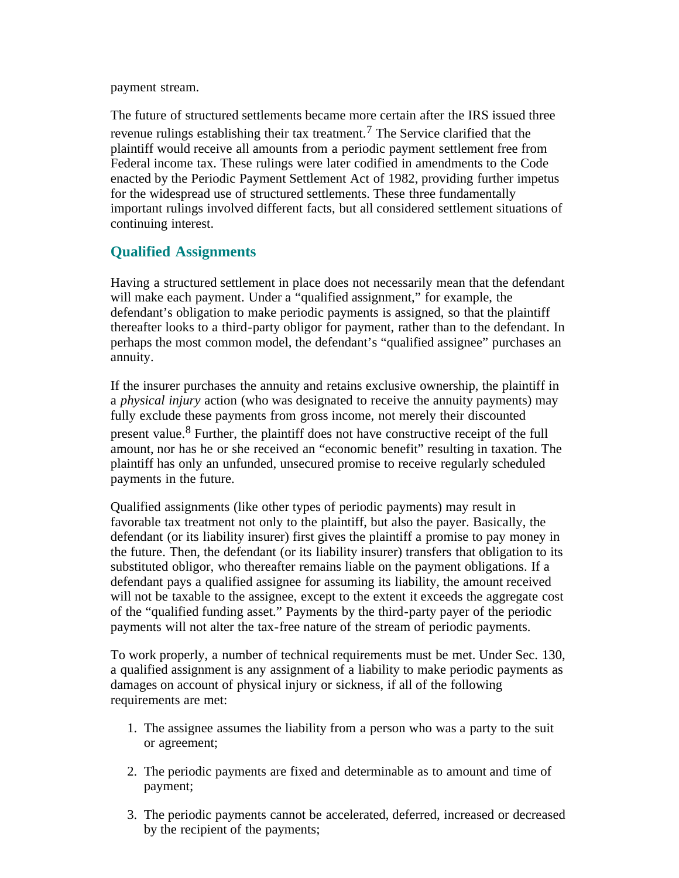payment stream.

The future of structured settlements became more certain after the IRS issued three revenue rulings establishing their tax treatment.[7] The Service clarified that the plaintiff would receive all amounts from a periodic payment settlement free from Federal income tax. These rulings were later codified in amendments to the Code enacted by the Periodic Payment Settlement Act of 1982, providing further impetus for the widespread use of structured settlements. These three fundamentally important rulings involved different facts, but all considered settlement situations of continuing interest.

## Qualified Assignments

Having a structured settlement in place does not necessarily mean that the defendant will make each payment. Under a "qualified assignment," for example, the defendant's obligation to make periodic payments is assigned, so that the plaintiff thereafter looks to a third-party obligor for payment, rather than to the defendant. In perhaps the most common model, the defendant's "qualified assignee" purchases an annuity.

If the insurer purchases the annuity and retains exclusive ownership, the plaintiff in a *physical injury* action (who was designated to receive the annuity payments) may fully exclude these payments from gross income, not merely their discounted present value.[8] Further, the plaintiff does not have constructive receipt of the full amount, nor has he or she received an "economic benefit" resulting in taxation. The plaintiff has only an unfunded, unsecured promise to receive regularly scheduled payments in the future.

Qualified assignments (like other types of periodic payments) may result in favorable tax treatment not only to the plaintiff, but also the payer. Basically, the defendant (or its liability insurer) first gives the plaintiff a promise to pay money in the future. Then, the defendant (or its liability insurer) transfers that obligation to its substituted obligor, who thereafter remains liable on the payment obligations. If a defendant pays a qualified assignee for assuming its liability, the amount received will not be taxable to the assignee, except to the extent it exceeds the aggregate cost of the "qualified funding asset." Payments by the third-party payer of the periodic payments will not alter the tax-free nature of the stream of periodic payments.

To work properly, a number of technical requirements must be met. Under Sec. 130, a qualified assignment is any assignment of a liability to make periodic payments as damages on account of physical injury or sickness, if all of the following requirements are met:

1. The assignee assumes the liability from a person who was a party to the suit or agreement;
2. The periodic payments are fixed and determinable as to amount and time of payment;
3. The periodic payments cannot be accelerated, deferred, increased or decreased by the recipient of the payments;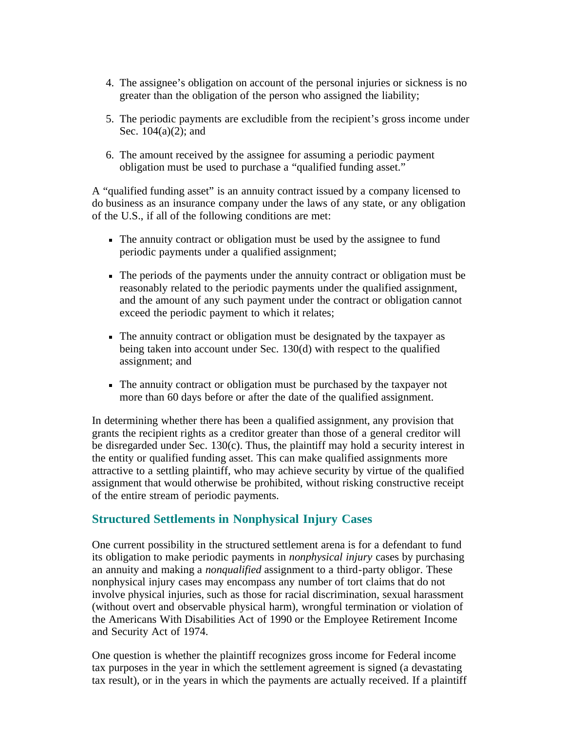4. The assignee's obligation on account of the personal injuries or sickness is no greater than the obligation of the person who assigned the liability;

5. The periodic payments are excludible from the recipient's gross income under Sec. 104(a)(2); and

6. The amount received by the assignee for assuming a periodic payment obligation must be used to purchase a "qualified funding asset."

A "qualified funding asset" is an annuity contract issued by a company licensed to do business as an insurance company under the laws of any state, or any obligation of the U.S., if all of the following conditions are met:

- The annuity contract or obligation must be used by the assignee to fund periodic payments under a qualified assignment;
- The periods of the payments under the annuity contract or obligation must be reasonably related to the periodic payments under the qualified assignment, and the amount of any such payment under the contract or obligation cannot exceed the periodic payment to which it relates;
- The annuity contract or obligation must be designated by the taxpayer as being taken into account under Sec. 130(d) with respect to the qualified assignment; and
- The annuity contract or obligation must be purchased by the taxpayer not more than 60 days before or after the date of the qualified assignment.

In determining whether there has been a qualified assignment, any provision that grants the recipient rights as a creditor greater than those of a general creditor will be disregarded under Sec. 130(c). Thus, the plaintiff may hold a security interest in the entity or qualified funding asset. This can make qualified assignments more attractive to a settling plaintiff, who may achieve security by virtue of the qualified assignment that would otherwise be prohibited, without risking constructive receipt of the entire stream of periodic payments.

## Structured Settlements in Nonphysical Injury Cases

One current possibility in the structured settlement arena is for a defendant to fund its obligation to make periodic payments in *nonphysical injury* cases by purchasing an annuity and making a *nonqualified* assignment to a third-party obligor. These nonphysical injury cases may encompass any number of tort claims that do not involve physical injuries, such as those for racial discrimination, sexual harassment (without overt and observable physical harm), wrongful termination or violation of the Americans With Disabilities Act of 1990 or the Employee Retirement Income and Security Act of 1974.

One question is whether the plaintiff recognizes gross income for Federal income tax purposes in the year in which the settlement agreement is signed (a devastating tax result), or in the years in which the payments are actually received. If a plaintiff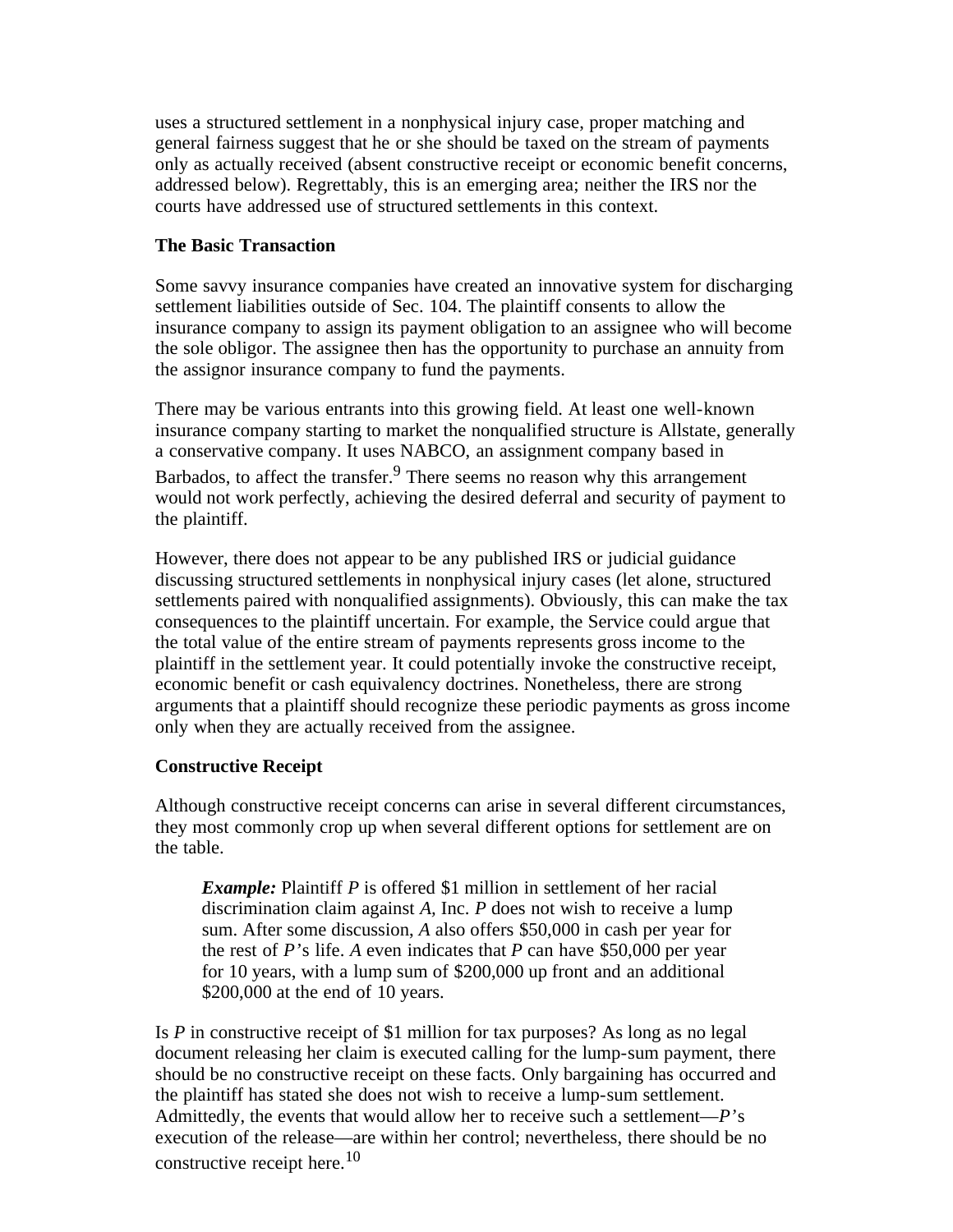uses a structured settlement in a nonphysical injury case, proper matching and general fairness suggest that he or she should be taxed on the stream of payments only as actually received (absent constructive receipt or economic benefit concerns, addressed below). Regrettably, this is an emerging area; neither the IRS nor the courts have addressed use of structured settlements in this context.

**The Basic Transaction**

Some savvy insurance companies have created an innovative system for discharging settlement liabilities outside of Sec. 104. The plaintiff consents to allow the insurance company to assign its payment obligation to an assignee who will become the sole obligor. The assignee then has the opportunity to purchase an annuity from the assignor insurance company to fund the payments.

There may be various entrants into this growing field. At least one well-known insurance company starting to market the nonqualified structure is Allstate, generally a conservative company. It uses NABCO, an assignment company based in Barbados, to affect the transfer.[9] There seems no reason why this arrangement would not work perfectly, achieving the desired deferral and security of payment to the plaintiff.

However, there does not appear to be any published IRS or judicial guidance discussing structured settlements in nonphysical injury cases (let alone, structured settlements paired with nonqualified assignments). Obviously, this can make the tax consequences to the plaintiff uncertain. For example, the Service could argue that the total value of the entire stream of payments represents gross income to the plaintiff in the settlement year. It could potentially invoke the constructive receipt, economic benefit or cash equivalency doctrines. Nonetheless, there are strong arguments that a plaintiff should recognize these periodic payments as gross income only when they are actually received from the assignee.

**Constructive Receipt**

Although constructive receipt concerns can arise in several different circumstances, they most commonly crop up when several different options for settlement are on the table.

> ***Example:*** Plaintiff *P* is offered $1 million in settlement of her racial discrimination claim against *A*, Inc. *P* does not wish to receive a lump sum. After some discussion, *A* also offers $50,000 in cash per year for the rest of *P*'s life. *A* even indicates that *P* can have $50,000 per year for 10 years, with a lump sum of $200,000 up front and an additional $200,000 at the end of 10 years.

Is *P* in constructive receipt of $1 million for tax purposes? As long as no legal document releasing her claim is executed calling for the lump-sum payment, there should be no constructive receipt on these facts. Only bargaining has occurred and the plaintiff has stated she does not wish to receive a lump-sum settlement. Admittedly, the events that would allow her to receive such a settlement—*P*'s execution of the release—are within her control; nevertheless, there should be no constructive receipt here.[10]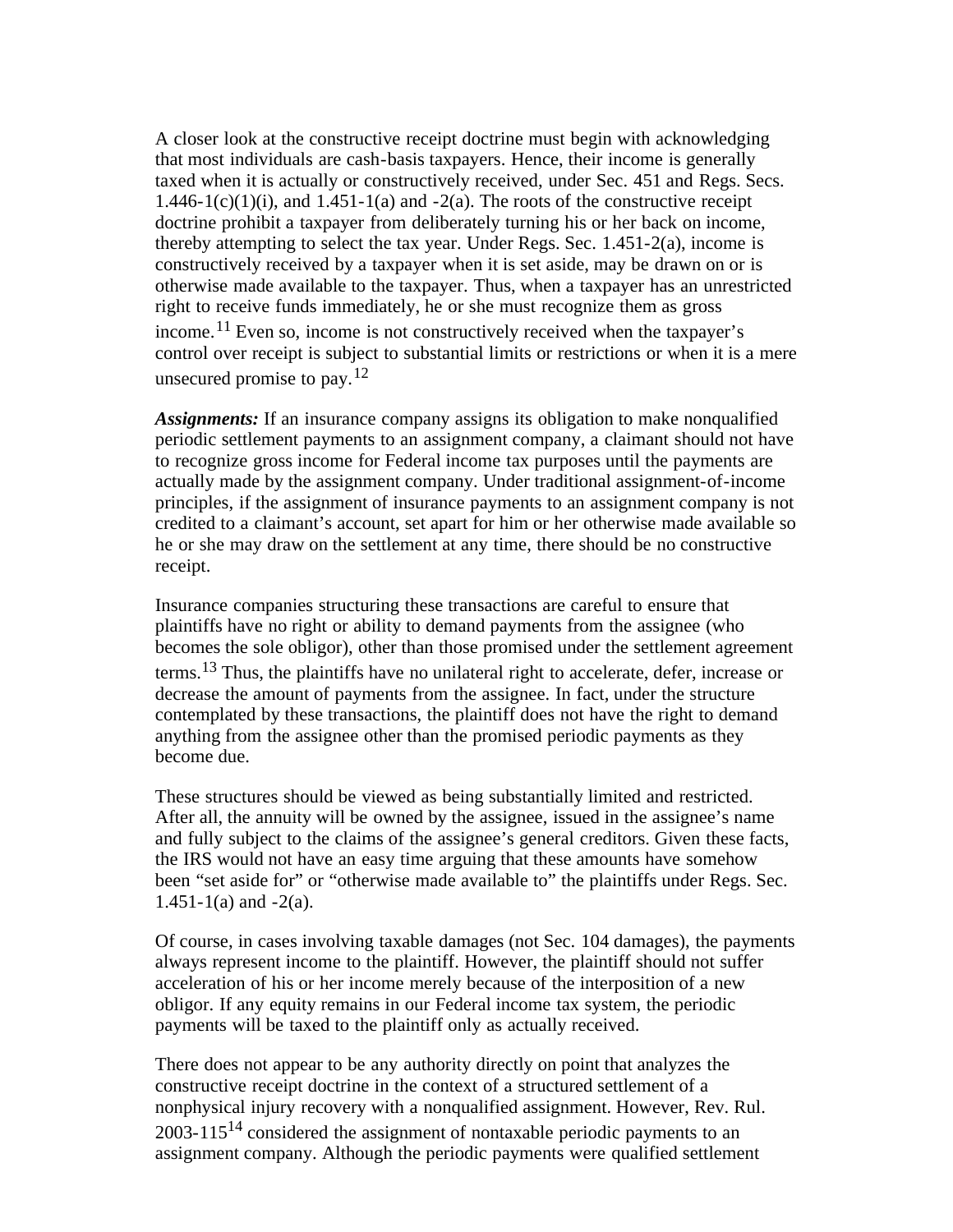A closer look at the constructive receipt doctrine must begin with acknowledging that most individuals are cash-basis taxpayers. Hence, their income is generally taxed when it is actually or constructively received, under Sec. 451 and Regs. Secs. 1.446-1(c)(1)(i), and 1.451-1(a) and -2(a). The roots of the constructive receipt doctrine prohibit a taxpayer from deliberately turning his or her back on income, thereby attempting to select the tax year. Under Regs. Sec. 1.451-2(a), income is constructively received by a taxpayer when it is set aside, may be drawn on or is otherwise made available to the taxpayer. Thus, when a taxpayer has an unrestricted right to receive funds immediately, he or she must recognize them as gross income.[11] Even so, income is not constructively received when the taxpayer's control over receipt is subject to substantial limits or restrictions or when it is a mere unsecured promise to pay.[12]

***Assignments:*** If an insurance company assigns its obligation to make nonqualified periodic settlement payments to an assignment company, a claimant should not have to recognize gross income for Federal income tax purposes until the payments are actually made by the assignment company. Under traditional assignment-of-income principles, if the assignment of insurance payments to an assignment company is not credited to a claimant's account, set apart for him or her otherwise made available so he or she may draw on the settlement at any time, there should be no constructive receipt.

Insurance companies structuring these transactions are careful to ensure that plaintiffs have no right or ability to demand payments from the assignee (who becomes the sole obligor), other than those promised under the settlement agreement terms.[13] Thus, the plaintiffs have no unilateral right to accelerate, defer, increase or decrease the amount of payments from the assignee. In fact, under the structure contemplated by these transactions, the plaintiff does not have the right to demand anything from the assignee other than the promised periodic payments as they become due.

These structures should be viewed as being substantially limited and restricted. After all, the annuity will be owned by the assignee, issued in the assignee's name and fully subject to the claims of the assignee's general creditors. Given these facts, the IRS would not have an easy time arguing that these amounts have somehow been "set aside for" or "otherwise made available to" the plaintiffs under Regs. Sec. 1.451-1(a) and -2(a).

Of course, in cases involving taxable damages (not Sec. 104 damages), the payments always represent income to the plaintiff. However, the plaintiff should not suffer acceleration of his or her income merely because of the interposition of a new obligor. If any equity remains in our Federal income tax system, the periodic payments will be taxed to the plaintiff only as actually received.

There does not appear to be any authority directly on point that analyzes the constructive receipt doctrine in the context of a structured settlement of a nonphysical injury recovery with a nonqualified assignment. However, Rev. Rul. 2003-115[14] considered the assignment of nontaxable periodic payments to an assignment company. Although the periodic payments were qualified settlement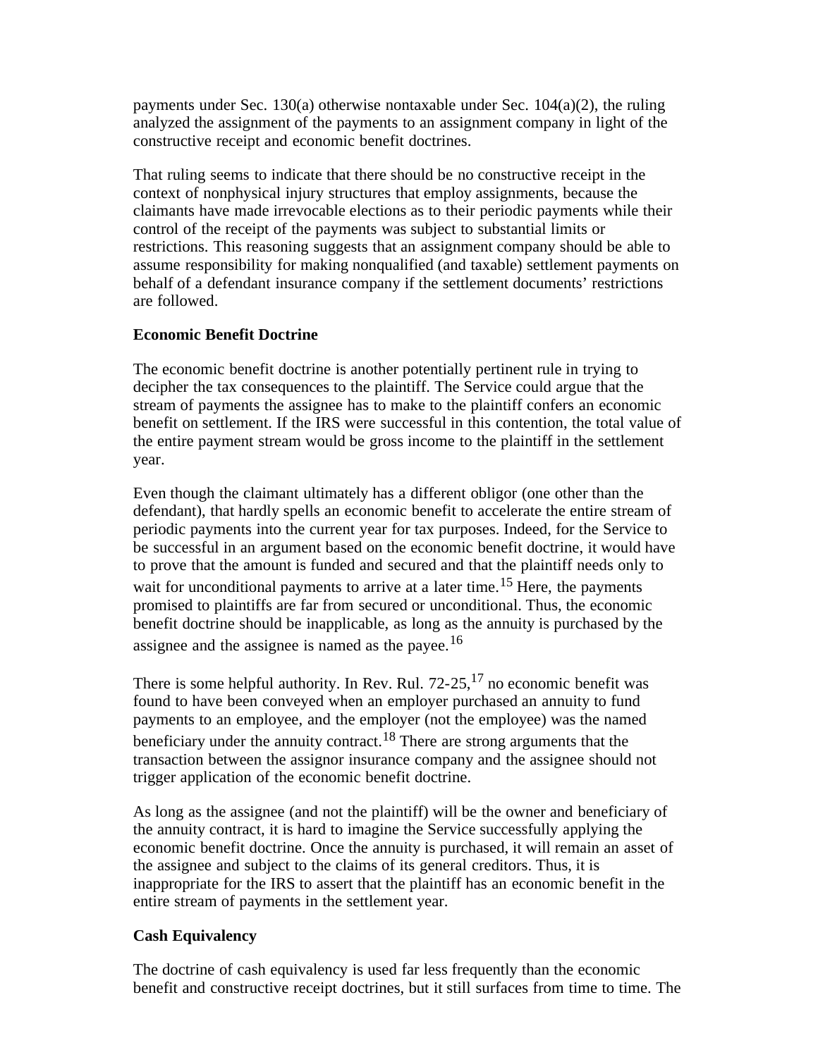payments under Sec. 130(a) otherwise nontaxable under Sec. 104(a)(2), the ruling analyzed the assignment of the payments to an assignment company in light of the constructive receipt and economic benefit doctrines.

That ruling seems to indicate that there should be no constructive receipt in the context of nonphysical injury structures that employ assignments, because the claimants have made irrevocable elections as to their periodic payments while their control of the receipt of the payments was subject to substantial limits or restrictions. This reasoning suggests that an assignment company should be able to assume responsibility for making nonqualified (and taxable) settlement payments on behalf of a defendant insurance company if the settlement documents' restrictions are followed.

**Economic Benefit Doctrine**

The economic benefit doctrine is another potentially pertinent rule in trying to decipher the tax consequences to the plaintiff. The Service could argue that the stream of payments the assignee has to make to the plaintiff confers an economic benefit on settlement. If the IRS were successful in this contention, the total value of the entire payment stream would be gross income to the plaintiff in the settlement year.

Even though the claimant ultimately has a different obligor (one other than the defendant), that hardly spells an economic benefit to accelerate the entire stream of periodic payments into the current year for tax purposes. Indeed, for the Service to be successful in an argument based on the economic benefit doctrine, it would have to prove that the amount is funded and secured and that the plaintiff needs only to wait for unconditional payments to arrive at a later time.[15] Here, the payments promised to plaintiffs are far from secured or unconditional. Thus, the economic benefit doctrine should be inapplicable, as long as the annuity is purchased by the assignee and the assignee is named as the payee.[16]

There is some helpful authority. In Rev. Rul. 72-25,[17] no economic benefit was found to have been conveyed when an employer purchased an annuity to fund payments to an employee, and the employer (not the employee) was the named beneficiary under the annuity contract.[18] There are strong arguments that the transaction between the assignor insurance company and the assignee should not trigger application of the economic benefit doctrine.

As long as the assignee (and not the plaintiff) will be the owner and beneficiary of the annuity contract, it is hard to imagine the Service successfully applying the economic benefit doctrine. Once the annuity is purchased, it will remain an asset of the assignee and subject to the claims of its general creditors. Thus, it is inappropriate for the IRS to assert that the plaintiff has an economic benefit in the entire stream of payments in the settlement year.

**Cash Equivalency**

The doctrine of cash equivalency is used far less frequently than the economic benefit and constructive receipt doctrines, but it still surfaces from time to time. The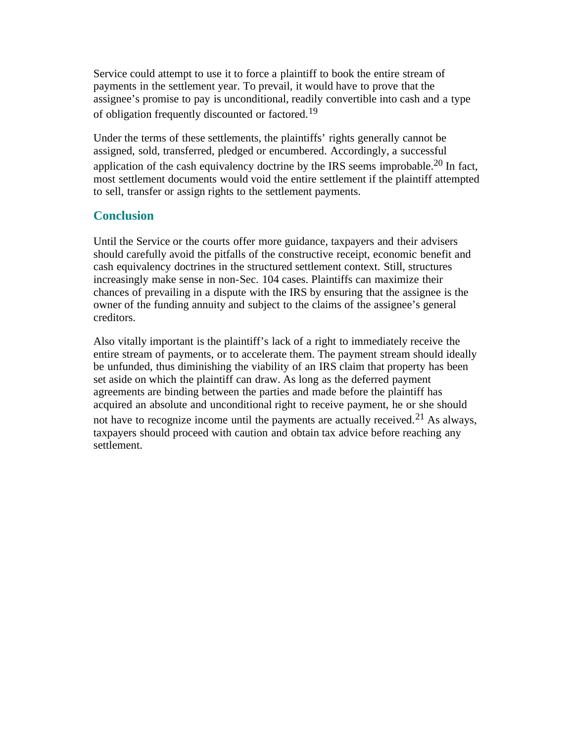Service could attempt to use it to force a plaintiff to book the entire stream of payments in the settlement year. To prevail, it would have to prove that the assignee's promise to pay is unconditional, readily convertible into cash and a type of obligation frequently discounted or factored.[19]

Under the terms of these settlements, the plaintiffs' rights generally cannot be assigned, sold, transferred, pledged or encumbered. Accordingly, a successful application of the cash equivalency doctrine by the IRS seems improbable.[20] In fact, most settlement documents would void the entire settlement if the plaintiff attempted to sell, transfer or assign rights to the settlement payments.

## Conclusion

Until the Service or the courts offer more guidance, taxpayers and their advisers should carefully avoid the pitfalls of the constructive receipt, economic benefit and cash equivalency doctrines in the structured settlement context. Still, structures increasingly make sense in non-Sec. 104 cases. Plaintiffs can maximize their chances of prevailing in a dispute with the IRS by ensuring that the assignee is the owner of the funding annuity and subject to the claims of the assignee's general creditors.

Also vitally important is the plaintiff's lack of a right to immediately receive the entire stream of payments, or to accelerate them. The payment stream should ideally be unfunded, thus diminishing the viability of an IRS claim that property has been set aside on which the plaintiff can draw. As long as the deferred payment agreements are binding between the parties and made before the plaintiff has acquired an absolute and unconditional right to receive payment, he or she should not have to recognize income until the payments are actually received.[21] As always, taxpayers should proceed with caution and obtain tax advice before reaching any settlement.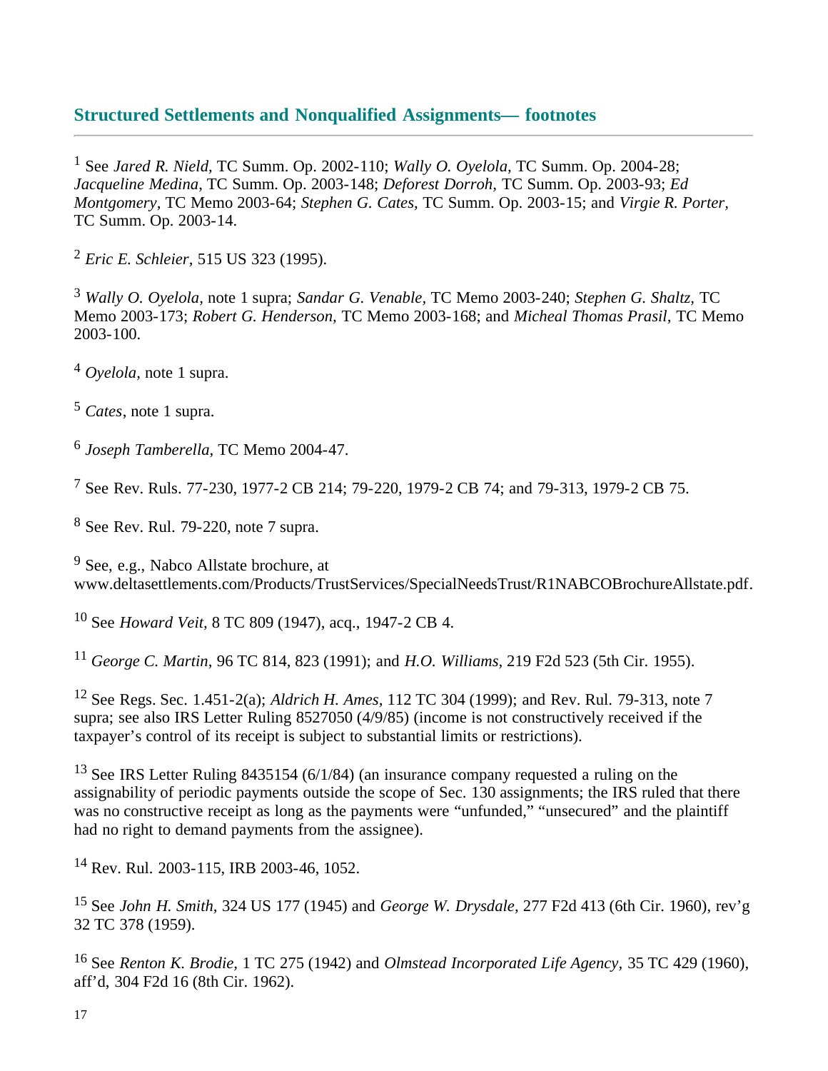## Structured Settlements and Nonqualified Assignments— footnotes

[1] See *Jared R. Nield*, TC Summ. Op. 2002-110; *Wally O. Oyelola*, TC Summ. Op. 2004-28; *Jacqueline Medina*, TC Summ. Op. 2003-148; *Deforest Dorroh*, TC Summ. Op. 2003-93; *Ed Montgomery*, TC Memo 2003-64; *Stephen G. Cates*, TC Summ. Op. 2003-15; and *Virgie R. Porter*, TC Summ. Op. 2003-14.

[2] *Eric E. Schleier*, 515 US 323 (1995).

[3] *Wally O. Oyelola*, note 1 supra; *Sandar G. Venable*, TC Memo 2003-240; *Stephen G. Shaltz*, TC Memo 2003-173; *Robert G. Henderson*, TC Memo 2003-168; and *Micheal Thomas Prasil*, TC Memo 2003-100.

[4] *Oyelola*, note 1 supra.

[5] *Cates*, note 1 supra.

[6] *Joseph Tamberella*, TC Memo 2004-47.

[7] See Rev. Ruls. 77-230, 1977-2 CB 214; 79-220, 1979-2 CB 74; and 79-313, 1979-2 CB 75.

[8] See Rev. Rul. 79-220, note 7 supra.

[9] See, e.g., Nabco Allstate brochure, at www.deltasettlements.com/Products/TrustServices/SpecialNeedsTrust/R1NABCOBrochureAllstate.pdf.

[10] See *Howard Veit*, 8 TC 809 (1947), acq., 1947-2 CB 4.

[11] *George C. Martin*, 96 TC 814, 823 (1991); and *H.O. Williams*, 219 F2d 523 (5th Cir. 1955).

[12] See Regs. Sec. 1.451-2(a); *Aldrich H. Ames*, 112 TC 304 (1999); and Rev. Rul. 79-313, note 7 supra; see also IRS Letter Ruling 8527050 (4/9/85) (income is not constructively received if the taxpayer's control of its receipt is subject to substantial limits or restrictions).

[13] See IRS Letter Ruling 8435154 (6/1/84) (an insurance company requested a ruling on the assignability of periodic payments outside the scope of Sec. 130 assignments; the IRS ruled that there was no constructive receipt as long as the payments were "unfunded," "unsecured" and the plaintiff had no right to demand payments from the assignee).

[14] Rev. Rul. 2003-115, IRB 2003-46, 1052.

[15] See *John H. Smith*, 324 US 177 (1945) and *George W. Drysdale*, 277 F2d 413 (6th Cir. 1960), rev'g 32 TC 378 (1959).

[16] See *Renton K. Brodie*, 1 TC 275 (1942) and *Olmstead Incorporated Life Agency*, 35 TC 429 (1960), aff'd, 304 F2d 16 (8th Cir. 1962).

[17]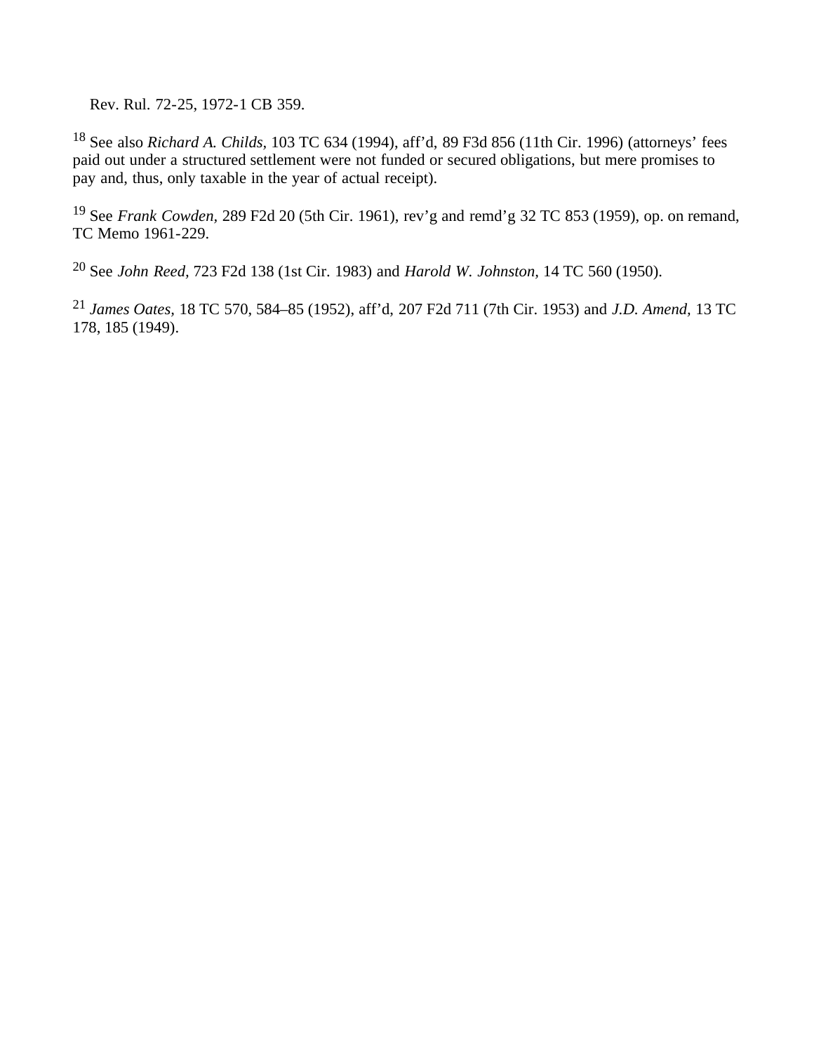Rev. Rul. 72-25, 1972-1 CB 359.

[18] See also *Richard A. Childs*, 103 TC 634 (1994), aff'd, 89 F3d 856 (11th Cir. 1996) (attorneys' fees paid out under a structured settlement were not funded or secured obligations, but mere promises to pay and, thus, only taxable in the year of actual receipt).

[19] See *Frank Cowden*, 289 F2d 20 (5th Cir. 1961), rev'g and remd'g 32 TC 853 (1959), op. on remand, TC Memo 1961-229.

[20] See *John Reed*, 723 F2d 138 (1st Cir. 1983) and *Harold W. Johnston*, 14 TC 560 (1950).

[21] *James Oates*, 18 TC 570, 584–85 (1952), aff'd, 207 F2d 711 (7th Cir. 1953) and *J.D. Amend*, 13 TC 178, 185 (1949).